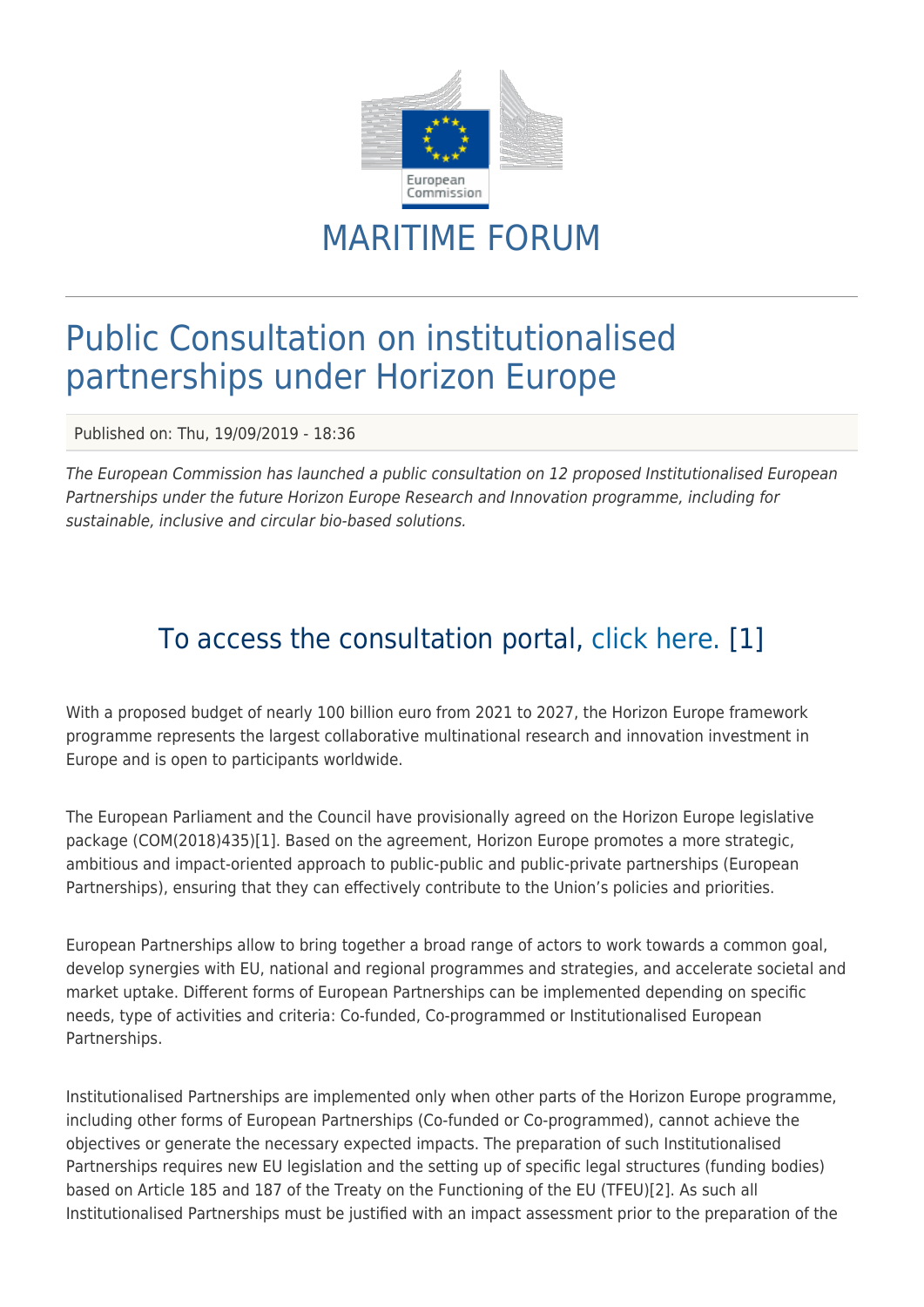# MARITIME FORUM

## Public Consultation on institutionalised partnerships under Horizon Europe

Published on: Thu, 19/09/2019 - 18:36

*The European Commission has launched a public consultation on 12 proposed Institutionalised European Partnerships under the future Horizon Europe Research and Innovation programme, including for sustainable, inclusive and circular bio-based solutions.*

### To access the consultation portal, click here. [1]

With a proposed budget of nearly 100 billion euro from 2021 to 2027, the Horizon Europe framework programme represents the largest collaborative multinational research and innovation investment in Europe and is open to participants worldwide.

The European Parliament and the Council have provisionally agreed on the Horizon Europe legislative package (COM(2018)435)[1]. Based on the agreement, Horizon Europe promotes a more strategic, ambitious and impact-oriented approach to public-public and public-private partnerships (European Partnerships), ensuring that they can effectively contribute to the Union's policies and priorities.

European Partnerships allow to bring together a broad range of actors to work towards a common goal, develop synergies with EU, national and regional programmes and strategies, and accelerate societal and market uptake. Different forms of European Partnerships can be implemented depending on specific needs, type of activities and criteria: Co-funded, Co-programmed or Institutionalised European Partnerships.

Institutionalised Partnerships are implemented only when other parts of the Horizon Europe programme, including other forms of European Partnerships (Co-funded or Co-programmed), cannot achieve the objectives or generate the necessary expected impacts. The preparation of such Institutionalised Partnerships requires new EU legislation and the setting up of specific legal structures (funding bodies) based on Article 185 and 187 of the Treaty on the Functioning of the EU (TFEU)[2]. As such all Institutionalised Partnerships must be justified with an impact assessment prior to the preparation of the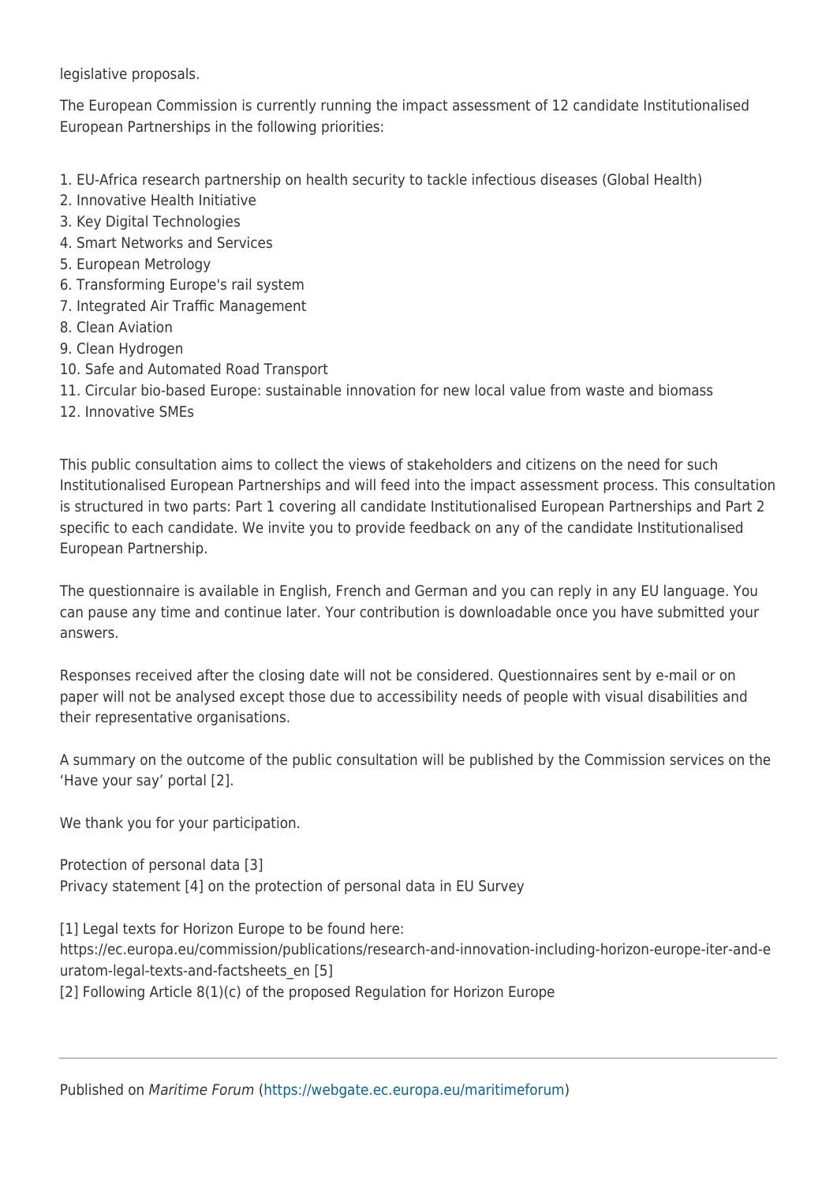legislative proposals.

The European Commission is currently running the impact assessment of 12 candidate Institutionalised European Partnerships in the following priorities:

1. EU-Africa research partnership on health security to tackle infectious diseases (Global Health)
2. Innovative Health Initiative
3. Key Digital Technologies
4. Smart Networks and Services
5. European Metrology
6. Transforming Europe's rail system
7. Integrated Air Traffic Management
8. Clean Aviation
9. Clean Hydrogen
10. Safe and Automated Road Transport
11. Circular bio-based Europe: sustainable innovation for new local value from waste and biomass
12. Innovative SMEs

This public consultation aims to collect the views of stakeholders and citizens on the need for such Institutionalised European Partnerships and will feed into the impact assessment process. This consultation is structured in two parts: Part 1 covering all candidate Institutionalised European Partnerships and Part 2 specific to each candidate. We invite you to provide feedback on any of the candidate Institutionalised European Partnership.

The questionnaire is available in English, French and German and you can reply in any EU language. You can pause any time and continue later. Your contribution is downloadable once you have submitted your answers.

Responses received after the closing date will not be considered. Questionnaires sent by e-mail or on paper will not be analysed except those due to accessibility needs of people with visual disabilities and their representative organisations.

A summary on the outcome of the public consultation will be published by the Commission services on the 'Have your say' portal [2].

We thank you for your participation.

Protection of personal data [3]
Privacy statement [4] on the protection of personal data in EU Survey

[1] Legal texts for Horizon Europe to be found here: https://ec.europa.eu/commission/publications/research-and-innovation-including-horizon-europe-iter-and-euratom-legal-texts-and-factsheets_en [5]
[2] Following Article 8(1)(c) of the proposed Regulation for Horizon Europe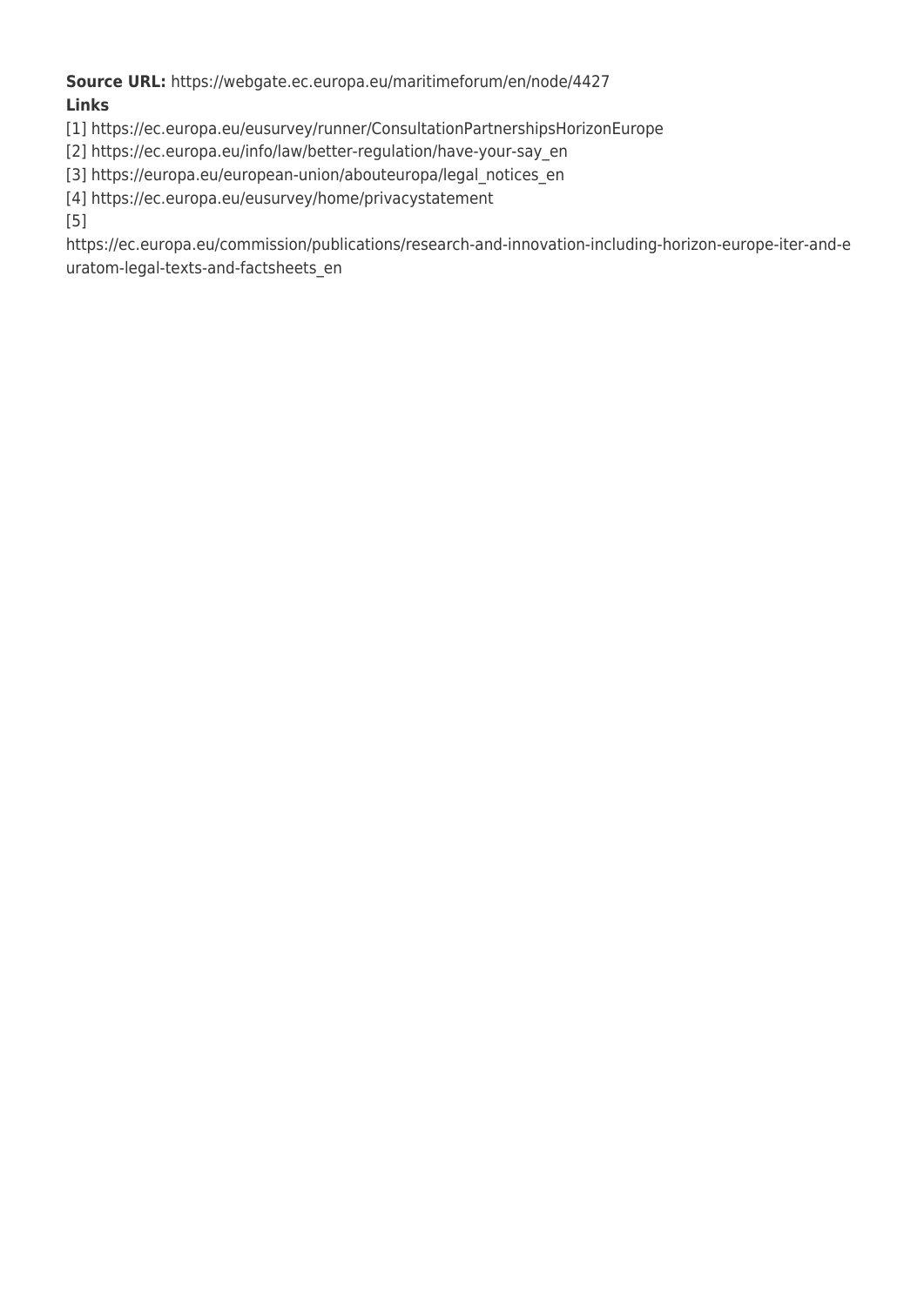**Source URL:** https://webgate.ec.europa.eu/maritimeforum/en/node/4427

**Links**

[1] https://ec.europa.eu/eusurvey/runner/ConsultationPartnershipsHorizonEurope

[2] https://ec.europa.eu/info/law/better-regulation/have-your-say_en

[3] https://europa.eu/european-union/abouteuropa/legal_notices_en

[4] https://ec.europa.eu/eusurvey/home/privacystatement

[5] https://ec.europa.eu/commission/publications/research-and-innovation-including-horizon-europe-iter-and-euratom-legal-texts-and-factsheets_en